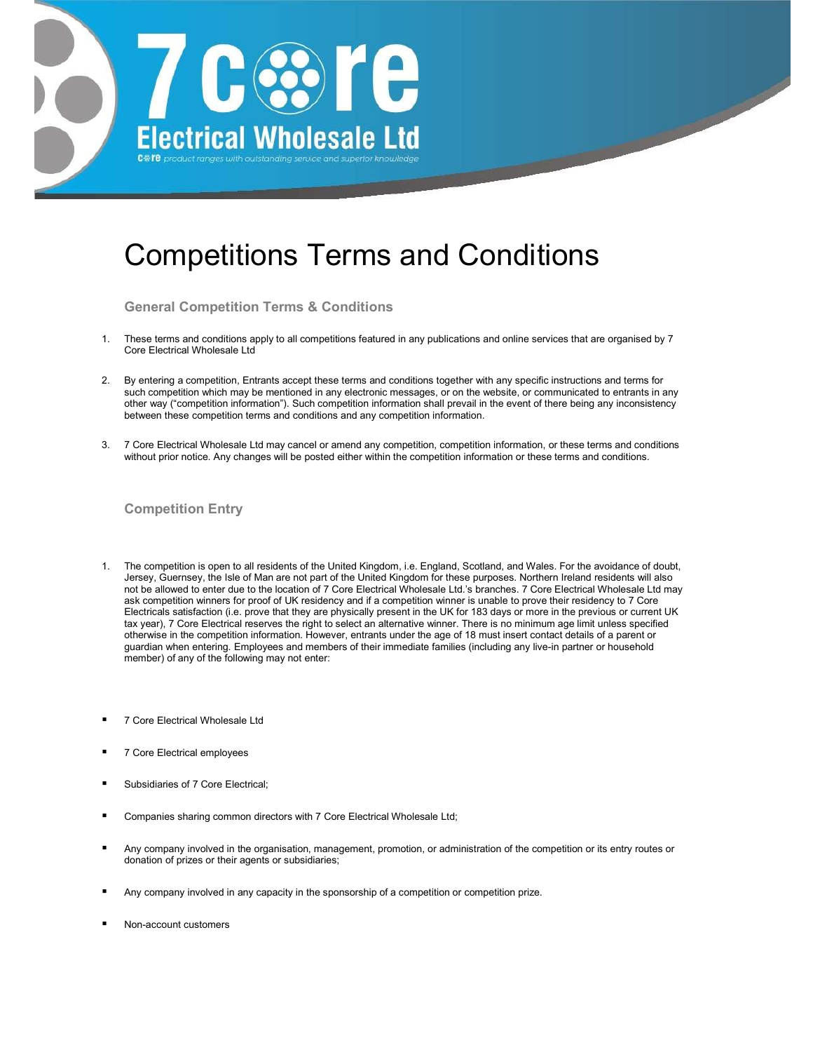# Competitions Terms and Conditions

## General Competition Terms & Conditions

1. These terms and conditions apply to all competitions featured in any publications and online services that are organised by 7 Core Electrical Wholesale Ltd

2. By entering a competition, Entrants accept these terms and conditions together with any specific instructions and terms for such competition which may be mentioned in any electronic messages, or on the website, or communicated to entrants in any other way ("competition information"). Such competition information shall prevail in the event of there being any inconsistency between these competition terms and conditions and any competition information.

3. 7 Core Electrical Wholesale Ltd may cancel or amend any competition, competition information, or these terms and conditions without prior notice. Any changes will be posted either within the competition information or these terms and conditions.

## Competition Entry

1. The competition is open to all residents of the United Kingdom, i.e. England, Scotland, and Wales. For the avoidance of doubt, Jersey, Guernsey, the Isle of Man are not part of the United Kingdom for these purposes. Northern Ireland residents will also not be allowed to enter due to the location of 7 Core Electrical Wholesale Ltd.'s branches. 7 Core Electrical Wholesale Ltd may ask competition winners for proof of UK residency and if a competition winner is unable to prove their residency to 7 Core Electricals satisfaction (i.e. prove that they are physically present in the UK for 183 days or more in the previous or current UK tax year), 7 Core Electrical reserves the right to select an alternative winner. There is no minimum age limit unless specified otherwise in the competition information. However, entrants under the age of 18 must insert contact details of a parent or guardian when entering. Employees and members of their immediate families (including any live-in partner or household member) of any of the following may not enter:

- 7 Core Electrical Wholesale Ltd
- 7 Core Electrical employees
- Subsidiaries of 7 Core Electrical;
- Companies sharing common directors with 7 Core Electrical Wholesale Ltd;
- Any company involved in the organisation, management, promotion, or administration of the competition or its entry routes or donation of prizes or their agents or subsidiaries;
- Any company involved in any capacity in the sponsorship of a competition or competition prize.
- Non-account customers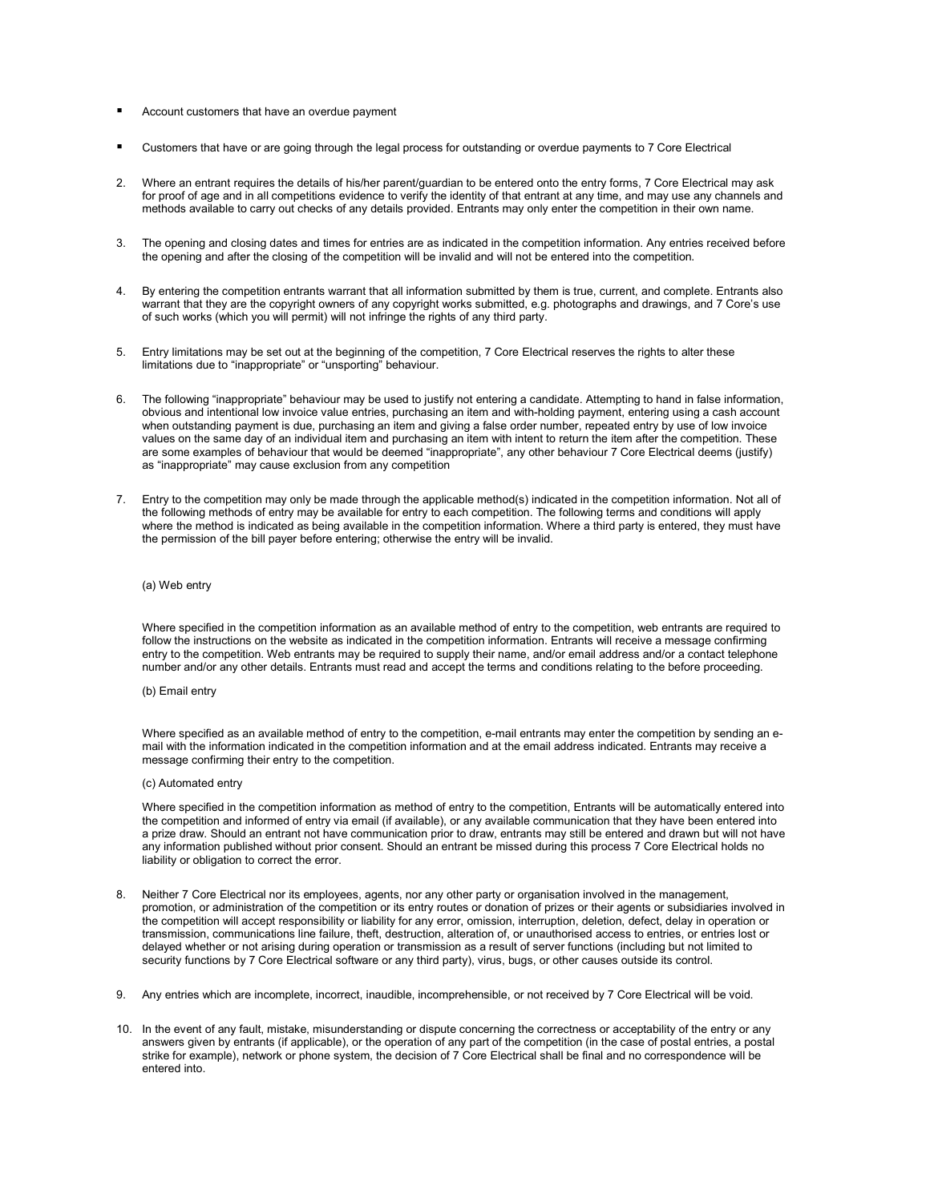- Account customers that have an overdue payment
- Customers that have or are going through the legal process for outstanding or overdue payments to 7 Core Electrical

2. Where an entrant requires the details of his/her parent/guardian to be entered onto the entry forms, 7 Core Electrical may ask for proof of age and in all competitions evidence to verify the identity of that entrant at any time, and may use any channels and methods available to carry out checks of any details provided. Entrants may only enter the competition in their own name.

3. The opening and closing dates and times for entries are as indicated in the competition information. Any entries received before the opening and after the closing of the competition will be invalid and will not be entered into the competition.

4. By entering the competition entrants warrant that all information submitted by them is true, current, and complete. Entrants also warrant that they are the copyright owners of any copyright works submitted, e.g. photographs and drawings, and 7 Core's use of such works (which you will permit) will not infringe the rights of any third party.

5. Entry limitations may be set out at the beginning of the competition, 7 Core Electrical reserves the rights to alter these limitations due to "inappropriate" or "unsporting" behaviour.

6. The following "inappropriate" behaviour may be used to justify not entering a candidate. Attempting to hand in false information, obvious and intentional low invoice value entries, purchasing an item and with-holding payment, entering using a cash account when outstanding payment is due, purchasing an item and giving a false order number, repeated entry by use of low invoice values on the same day of an individual item and purchasing an item with intent to return the item after the competition. These are some examples of behaviour that would be deemed "inappropriate", any other behaviour 7 Core Electrical deems (justify) as "inappropriate" may cause exclusion from any competition

7. Entry to the competition may only be made through the applicable method(s) indicated in the competition information. Not all of the following methods of entry may be available for entry to each competition. The following terms and conditions will apply where the method is indicated as being available in the competition information. Where a third party is entered, they must have the permission of the bill payer before entering; otherwise the entry will be invalid.

   (a) Web entry

   Where specified in the competition information as an available method of entry to the competition, web entrants are required to follow the instructions on the website as indicated in the competition information. Entrants will receive a message confirming entry to the competition. Web entrants may be required to supply their name, and/or email address and/or a contact telephone number and/or any other details. Entrants must read and accept the terms and conditions relating to the before proceeding.

   (b) Email entry

   Where specified as an available method of entry to the competition, e-mail entrants may enter the competition by sending an e-mail with the information indicated in the competition information and at the email address indicated. Entrants may receive a message confirming their entry to the competition.

   (c) Automated entry

   Where specified in the competition information as method of entry to the competition, Entrants will be automatically entered into the competition and informed of entry via email (if available), or any available communication that they have been entered into a prize draw. Should an entrant not have communication prior to draw, entrants may still be entered and drawn but will not have any information published without prior consent. Should an entrant be missed during this process 7 Core Electrical holds no liability or obligation to correct the error.

8. Neither 7 Core Electrical nor its employees, agents, nor any other party or organisation involved in the management, promotion, or administration of the competition or its entry routes or donation of prizes or their agents or subsidiaries involved in the competition will accept responsibility or liability for any error, omission, interruption, deletion, defect, delay in operation or transmission, communications line failure, theft, destruction, alteration of, or unauthorised access to entries, or entries lost or delayed whether or not arising during operation or transmission as a result of server functions (including but not limited to security functions by 7 Core Electrical software or any third party), virus, bugs, or other causes outside its control.

9. Any entries which are incomplete, incorrect, inaudible, incomprehensible, or not received by 7 Core Electrical will be void.

10. In the event of any fault, mistake, misunderstanding or dispute concerning the correctness or acceptability of the entry or any answers given by entrants (if applicable), or the operation of any part of the competition (in the case of postal entries, a postal strike for example), network or phone system, the decision of 7 Core Electrical shall be final and no correspondence will be entered into.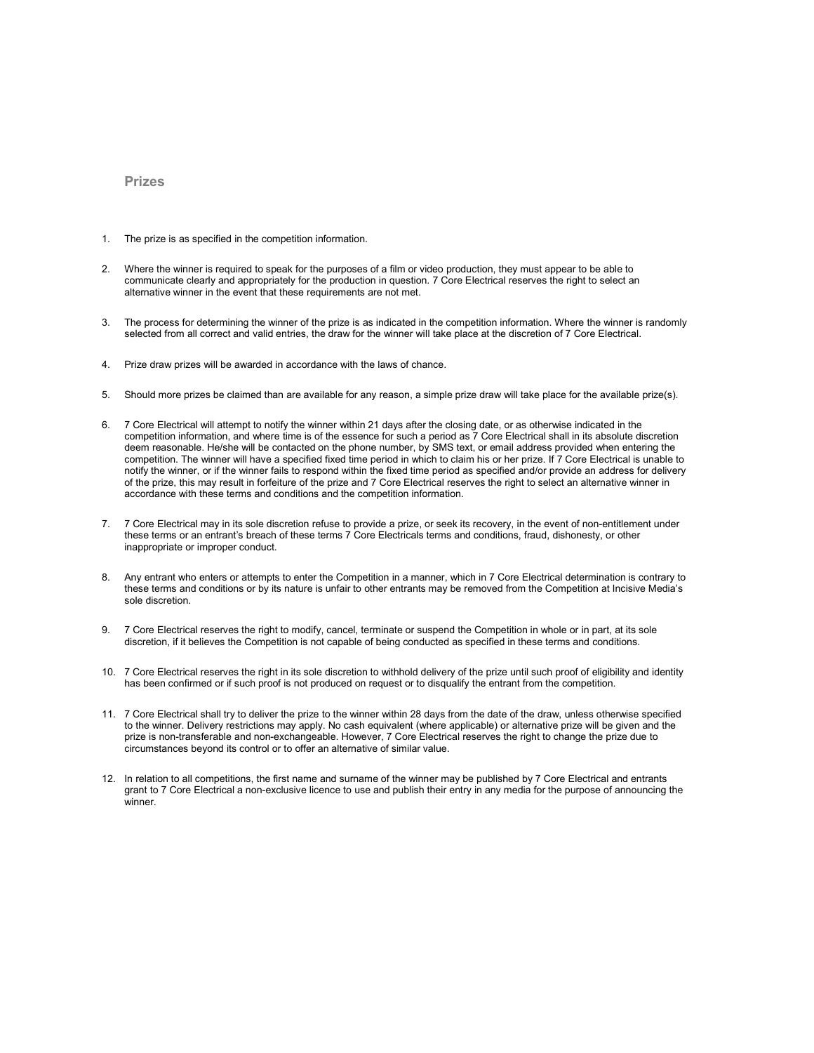## Prizes

1. The prize is as specified in the competition information.

2. Where the winner is required to speak for the purposes of a film or video production, they must appear to be able to communicate clearly and appropriately for the production in question. 7 Core Electrical reserves the right to select an alternative winner in the event that these requirements are not met.

3. The process for determining the winner of the prize is as indicated in the competition information. Where the winner is randomly selected from all correct and valid entries, the draw for the winner will take place at the discretion of 7 Core Electrical.

4. Prize draw prizes will be awarded in accordance with the laws of chance.

5. Should more prizes be claimed than are available for any reason, a simple prize draw will take place for the available prize(s).

6. 7 Core Electrical will attempt to notify the winner within 21 days after the closing date, or as otherwise indicated in the competition information, and where time is of the essence for such a period as 7 Core Electrical shall in its absolute discretion deem reasonable. He/she will be contacted on the phone number, by SMS text, or email address provided when entering the competition. The winner will have a specified fixed time period in which to claim his or her prize. If 7 Core Electrical is unable to notify the winner, or if the winner fails to respond within the fixed time period as specified and/or provide an address for delivery of the prize, this may result in forfeiture of the prize and 7 Core Electrical reserves the right to select an alternative winner in accordance with these terms and conditions and the competition information.

7. 7 Core Electrical may in its sole discretion refuse to provide a prize, or seek its recovery, in the event of non-entitlement under these terms or an entrant's breach of these terms 7 Core Electricals terms and conditions, fraud, dishonesty, or other inappropriate or improper conduct.

8. Any entrant who enters or attempts to enter the Competition in a manner, which in 7 Core Electrical determination is contrary to these terms and conditions or by its nature is unfair to other entrants may be removed from the Competition at Incisive Media's sole discretion.

9. 7 Core Electrical reserves the right to modify, cancel, terminate or suspend the Competition in whole or in part, at its sole discretion, if it believes the Competition is not capable of being conducted as specified in these terms and conditions.

10. 7 Core Electrical reserves the right in its sole discretion to withhold delivery of the prize until such proof of eligibility and identity has been confirmed or if such proof is not produced on request or to disqualify the entrant from the competition.

11. 7 Core Electrical shall try to deliver the prize to the winner within 28 days from the date of the draw, unless otherwise specified to the winner. Delivery restrictions may apply. No cash equivalent (where applicable) or alternative prize will be given and the prize is non-transferable and non-exchangeable. However, 7 Core Electrical reserves the right to change the prize due to circumstances beyond its control or to offer an alternative of similar value.

12. In relation to all competitions, the first name and surname of the winner may be published by 7 Core Electrical and entrants grant to 7 Core Electrical a non-exclusive licence to use and publish their entry in any media for the purpose of announcing the winner.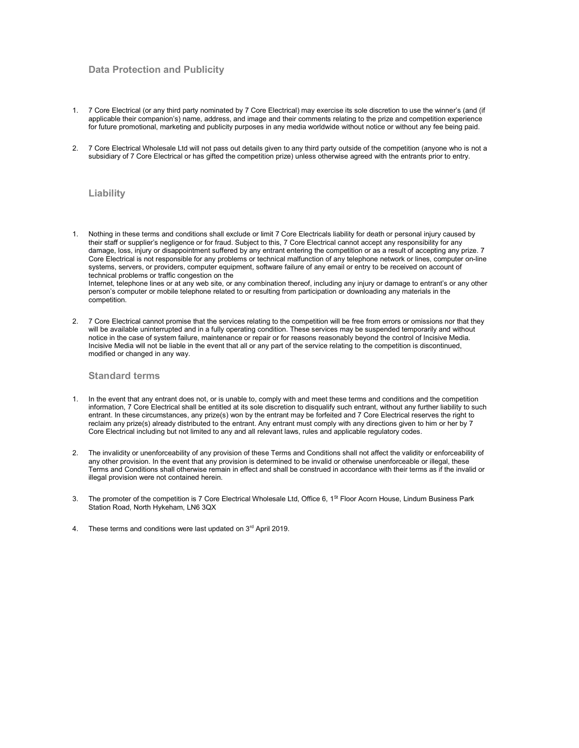## Data Protection and Publicity

1. 7 Core Electrical (or any third party nominated by 7 Core Electrical) may exercise its sole discretion to use the winner's (and (if applicable their companion's) name, address, and image and their comments relating to the prize and competition experience for future promotional, marketing and publicity purposes in any media worldwide without notice or without any fee being paid.

2. 7 Core Electrical Wholesale Ltd will not pass out details given to any third party outside of the competition (anyone who is not a subsidiary of 7 Core Electrical or has gifted the competition prize) unless otherwise agreed with the entrants prior to entry.

## Liability

1. Nothing in these terms and conditions shall exclude or limit 7 Core Electricals liability for death or personal injury caused by their staff or supplier's negligence or for fraud. Subject to this, 7 Core Electrical cannot accept any responsibility for any damage, loss, injury or disappointment suffered by any entrant entering the competition or as a result of accepting any prize. 7 Core Electrical is not responsible for any problems or technical malfunction of any telephone network or lines, computer on-line systems, servers, or providers, computer equipment, software failure of any email or entry to be received on account of technical problems or traffic congestion on the
Internet, telephone lines or at any web site, or any combination thereof, including any injury or damage to entrant's or any other person's computer or mobile telephone related to or resulting from participation or downloading any materials in the competition.

2. 7 Core Electrical cannot promise that the services relating to the competition will be free from errors or omissions nor that they will be available uninterrupted and in a fully operating condition. These services may be suspended temporarily and without notice in the case of system failure, maintenance or repair or for reasons reasonably beyond the control of Incisive Media. Incisive Media will not be liable in the event that all or any part of the service relating to the competition is discontinued, modified or changed in any way.

## Standard terms

1. In the event that any entrant does not, or is unable to, comply with and meet these terms and conditions and the competition information, 7 Core Electrical shall be entitled at its sole discretion to disqualify such entrant, without any further liability to such entrant. In these circumstances, any prize(s) won by the entrant may be forfeited and 7 Core Electrical reserves the right to reclaim any prize(s) already distributed to the entrant. Any entrant must comply with any directions given to him or her by 7 Core Electrical including but not limited to any and all relevant laws, rules and applicable regulatory codes.

2. The invalidity or unenforceability of any provision of these Terms and Conditions shall not affect the validity or enforceability of any other provision. In the event that any provision is determined to be invalid or otherwise unenforceable or illegal, these Terms and Conditions shall otherwise remain in effect and shall be construed in accordance with their terms as if the invalid or illegal provision were not contained herein.

3. The promoter of the competition is 7 Core Electrical Wholesale Ltd, Office 6, 1St Floor Acorn House, Lindum Business Park Station Road, North Hykeham, LN6 3QX

4. These terms and conditions were last updated on 3rd April 2019.